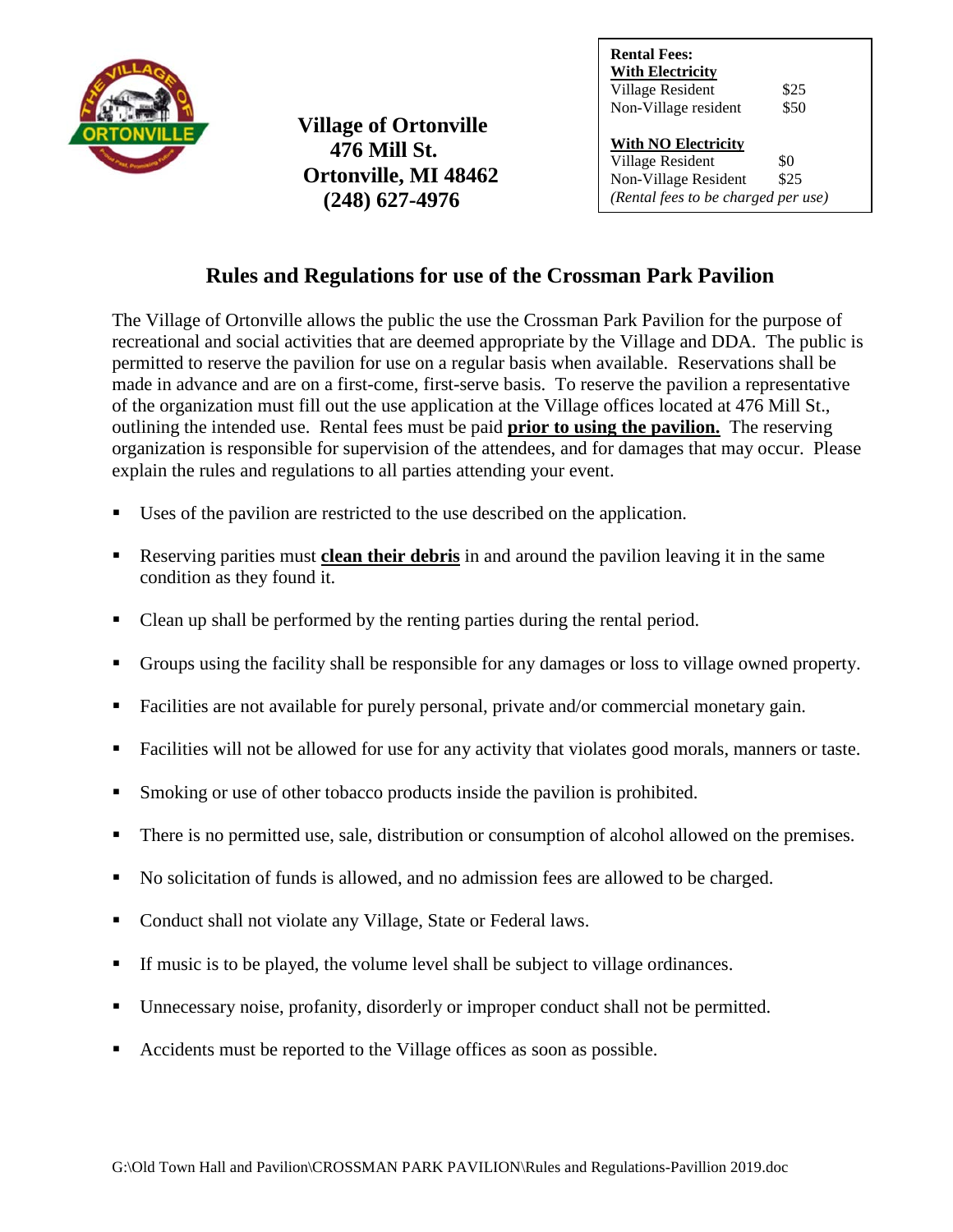**Village of Ortonville**
**476 Mill St.**
**Ortonville, MI 48462**
**(248) 627-4976**

**Rental Fees:**

| **With Electricity** | |
|---|---|
| Village Resident | $25 |
| Non-Village resident | $50 |

| **With NO Electricity** | |
|---|---|
| Village Resident | $0 |
| Non-Village Resident | $25 |

*(Rental fees to be charged per use)*

## Rules and Regulations for use of the Crossman Park Pavilion

The Village of Ortonville allows the public the use the Crossman Park Pavilion for the purpose of recreational and social activities that are deemed appropriate by the Village and DDA. The public is permitted to reserve the pavilion for use on a regular basis when available. Reservations shall be made in advance and are on a first-come, first-serve basis. To reserve the pavilion a representative of the organization must fill out the use application at the Village offices located at 476 Mill St., outlining the intended use. Rental fees must be paid **prior to using the pavilion.** The reserving organization is responsible for supervision of the attendees, and for damages that may occur. Please explain the rules and regulations to all parties attending your event.

- Uses of the pavilion are restricted to the use described on the application.
- Reserving parities must **clean their debris** in and around the pavilion leaving it in the same condition as they found it.
- Clean up shall be performed by the renting parties during the rental period.
- Groups using the facility shall be responsible for any damages or loss to village owned property.
- Facilities are not available for purely personal, private and/or commercial monetary gain.
- Facilities will not be allowed for use for any activity that violates good morals, manners or taste.
- Smoking or use of other tobacco products inside the pavilion is prohibited.
- There is no permitted use, sale, distribution or consumption of alcohol allowed on the premises.
- No solicitation of funds is allowed, and no admission fees are allowed to be charged.
- Conduct shall not violate any Village, State or Federal laws.
- If music is to be played, the volume level shall be subject to village ordinances.
- Unnecessary noise, profanity, disorderly or improper conduct shall not be permitted.
- Accidents must be reported to the Village offices as soon as possible.

G:\Old Town Hall and Pavilion\CROSSMAN PARK PAVILION\Rules and Regulations-Pavillion 2019.doc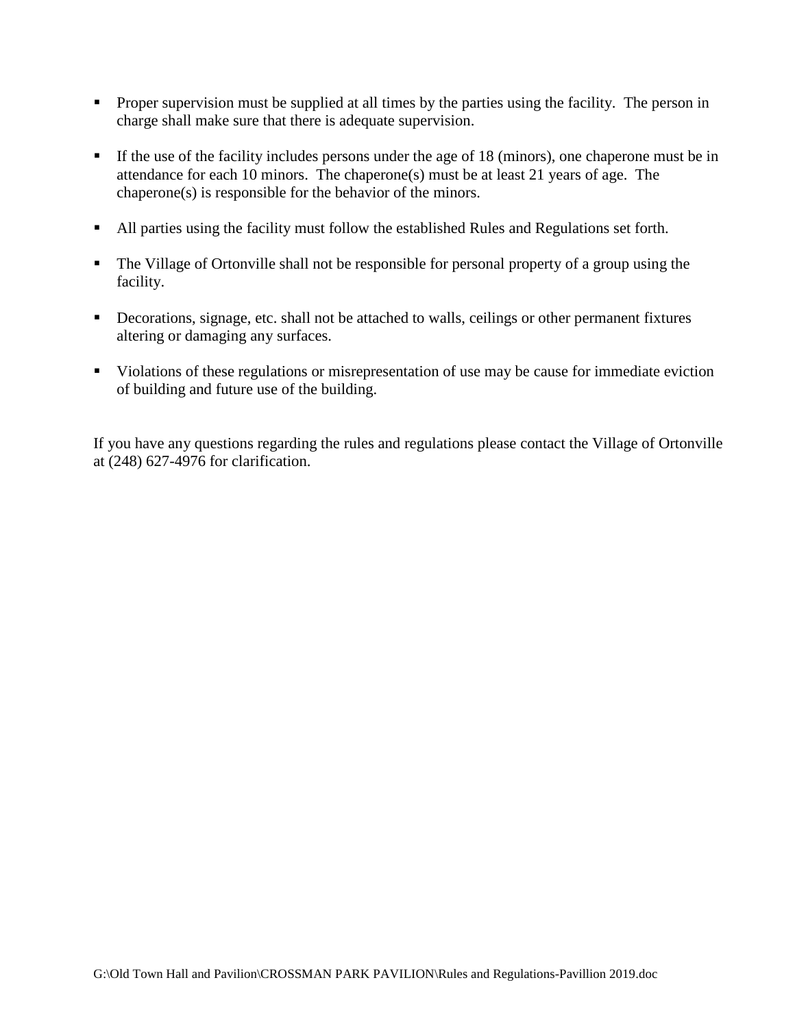- Proper supervision must be supplied at all times by the parties using the facility. The person in charge shall make sure that there is adequate supervision.

- If the use of the facility includes persons under the age of 18 (minors), one chaperone must be in attendance for each 10 minors. The chaperone(s) must be at least 21 years of age. The chaperone(s) is responsible for the behavior of the minors.

- All parties using the facility must follow the established Rules and Regulations set forth.

- The Village of Ortonville shall not be responsible for personal property of a group using the facility.

- Decorations, signage, etc. shall not be attached to walls, ceilings or other permanent fixtures altering or damaging any surfaces.

- Violations of these regulations or misrepresentation of use may be cause for immediate eviction of building and future use of the building.

If you have any questions regarding the rules and regulations please contact the Village of Ortonville at (248) 627-4976 for clarification.